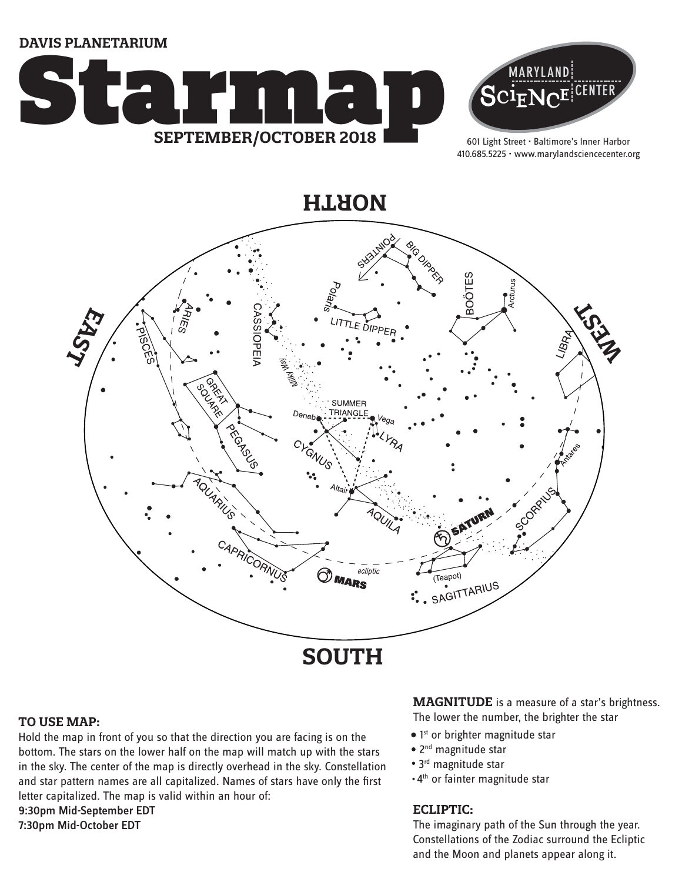DAVIS PLANETARIUM

# Starmap

**SEPTEMBER/OCTOBER 2018**

MARYLAND SCIENCE CENTER

601 Light Street • Baltimore's Inner Harbor
410.685.5225 • www.marylandsciencecenter.org

NORTH

EAST

WEST

SOUTH

POINTERS BIG DIPPER Polaris LITTLE DIPPER BOÖTES Arcturus LIBRA CASSIOPEIA ARIES PISCES Milky Way GREAT SQUARE PEGASUS SUMMER TRIANGLE Deneb Vega LYRA CYGNUS Altair AQUILA AQUARIUS CAPRICORNUS MARS ecliptic SATURN (Teapot) SAGITTARIUS SCORPIUS Antares

### TO USE MAP:

Hold the map in front of you so that the direction you are facing is on the bottom. The stars on the lower half on the map will match up with the stars in the sky. The center of the map is directly overhead in the sky. Constellation and star pattern names are all capitalized. Names of stars have only the first letter capitalized. The map is valid within an hour of:

9:30pm Mid-September EDT
7:30pm Mid-October EDT

**MAGNITUDE** is a measure of a star's brightness. The lower the number, the brighter the star

- 1st or brighter magnitude star
- 2nd magnitude star
- 3rd magnitude star
- 4th or fainter magnitude star

### ECLIPTIC:

The imaginary path of the Sun through the year. Constellations of the Zodiac surround the Ecliptic and the Moon and planets appear along it.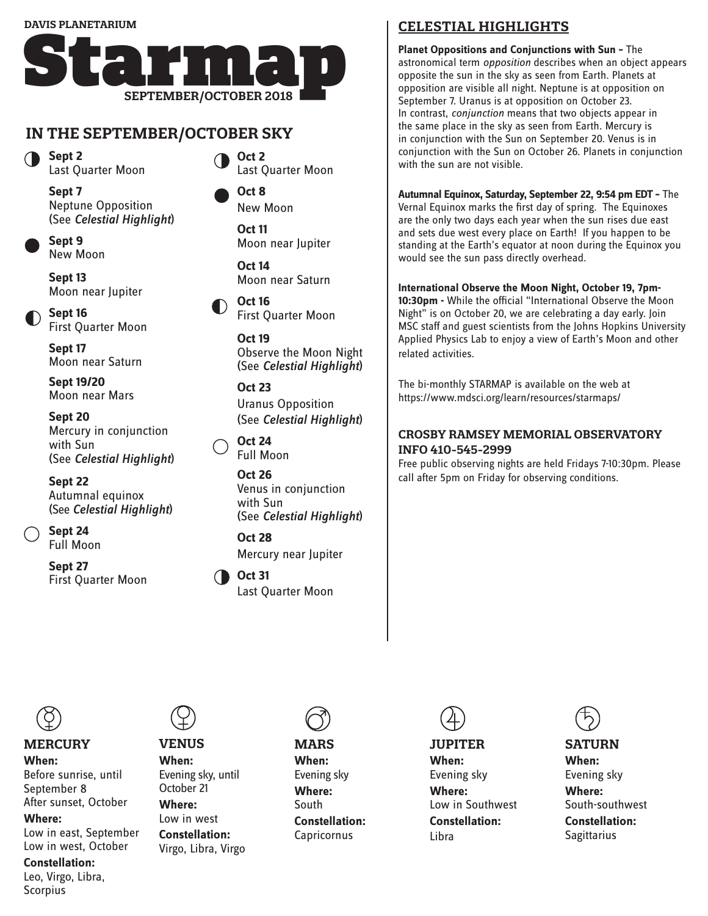DAVIS PLANETARIUM

# Starmap

SEPTEMBER/OCTOBER 2018

## IN THE SEPTEMBER/OCTOBER SKY

**Sept 2**
Last Quarter Moon

**Sept 7**
Neptune Opposition
(See *Celestial Highlight*)

**Sept 9**
New Moon

**Sept 13**
Moon near Jupiter

**Sept 16**
First Quarter Moon

**Sept 17**
Moon near Saturn

**Sept 19/20**
Moon near Mars

**Sept 20**
Mercury in conjunction with Sun
(See *Celestial Highlight*)

**Sept 22**
Autumnal equinox
(See *Celestial Highlight*)

**Sept 24**
Full Moon

**Sept 27**
First Quarter Moon

**Oct 2**
Last Quarter Moon

**Oct 8**
New Moon

**Oct 11**
Moon near Jupiter

**Oct 14**
Moon near Saturn

**Oct 16**
First Quarter Moon

**Oct 19**
Observe the Moon Night
(See *Celestial Highlight*)

**Oct 23**
Uranus Opposition
(See *Celestial Highlight*)

**Oct 24**
Full Moon

**Oct 26**
Venus in conjunction with Sun
(See *Celestial Highlight*)

**Oct 28**
Mercury near Jupiter

**Oct 31**
Last Quarter Moon

## CELESTIAL HIGHLIGHTS

**Planet Oppositions and Conjunctions with Sun –** The astronomical term *opposition* describes when an object appears opposite the sun in the sky as seen from Earth. Planets at opposition are visible all night. Neptune is at opposition on September 7. Uranus is at opposition on October 23. In contrast, *conjunction* means that two objects appear in the same place in the sky as seen from Earth. Mercury is in conjunction with the Sun on September 20. Venus is in conjunction with the Sun on October 26. Planets in conjunction with the sun are not visible.

**Autumnal Equinox, Saturday, September 22, 9:54 pm EDT –** The Vernal Equinox marks the first day of spring. The Equinoxes are the only two days each year when the sun rises due east and sets due west every place on Earth! If you happen to be standing at the Earth's equator at noon during the Equinox you would see the sun pass directly overhead.

**International Observe the Moon Night, October 19, 7pm-10:30pm -** While the official "International Observe the Moon Night" is on October 20, we are celebrating a day early. Join MSC staff and guest scientists from the Johns Hopkins University Applied Physics Lab to enjoy a view of Earth's Moon and other related activities.

The bi-monthly STARMAP is available on the web at https://www.mdsci.org/learn/resources/starmaps/

### CROSBY RAMSEY MEMORIAL OBSERVATORY INFO 410-545-2999

Free public observing nights are held Fridays 7-10:30pm. Please call after 5pm on Friday for observing conditions.

### MERCURY

**When:**
Before sunrise, until September 8
After sunset, October

**Where:**
Low in east, September
Low in west, October

**Constellation:**
Leo, Virgo, Libra, Scorpius

### VENUS

**When:**
Evening sky, until October 21

**Where:**
Low in west

**Constellation:**
Virgo, Libra, Virgo

### MARS

**When:**
Evening sky

**Where:**
South

**Constellation:**
Capricornus

### JUPITER

**When:**
Evening sky

**Where:**
Low in Southwest

**Constellation:**
Libra

### SATURN

**When:**
Evening sky

**Where:**
South-southwest

**Constellation:**
Sagittarius